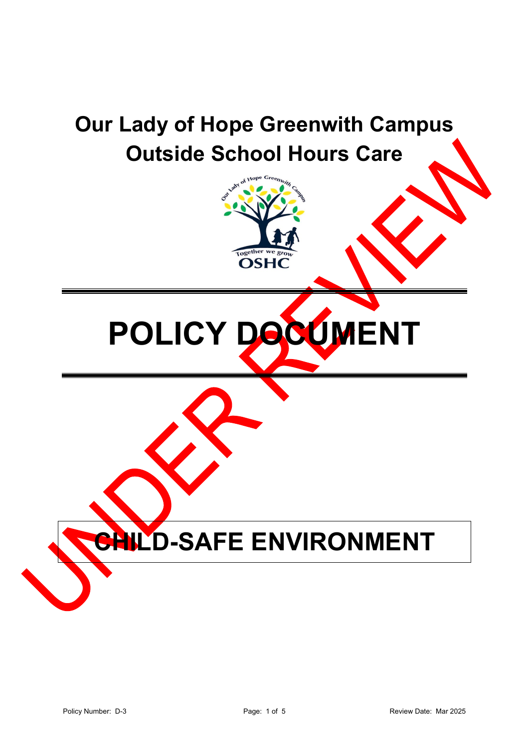# Our Lady of Hope Greenwith Campus
# Outside School Hours Care

# POLICY DOCUMENT

UNDER REVIEW

# CHILD-SAFE ENVIRONMENT

Policy Number: D-3

Review Date: Mar 2025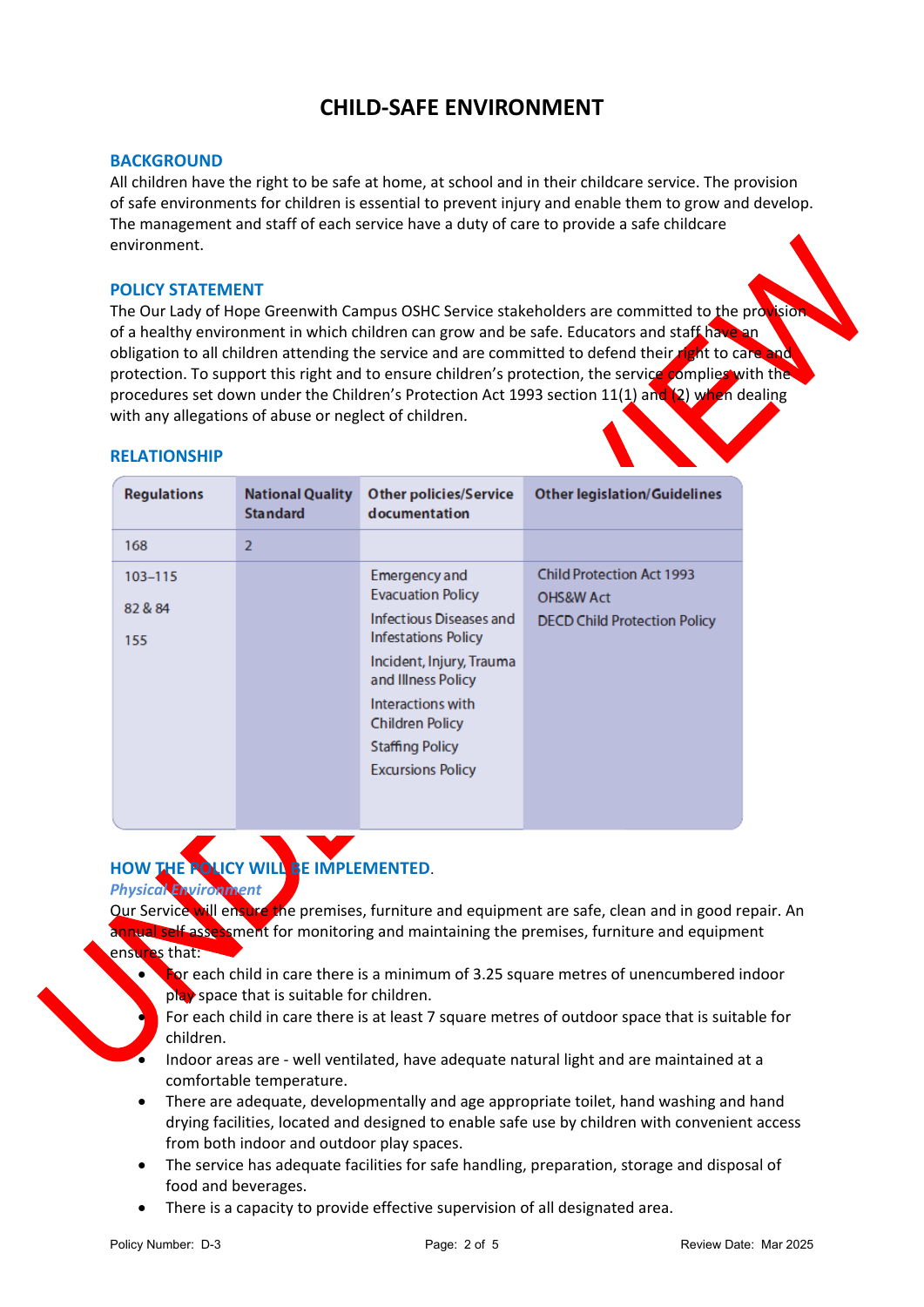# CHILD-SAFE ENVIRONMENT

## BACKGROUND

All children have the right to be safe at home, at school and in their childcare service. The provision of safe environments for children is essential to prevent injury and enable them to grow and develop. The management and staff of each service have a duty of care to provide a safe childcare environment.

## POLICY STATEMENT

The Our Lady of Hope Greenwith Campus OSHC Service stakeholders are committed to the provision of a healthy environment in which children can grow and be safe. Educators and staff have an obligation to all children attending the service and are committed to defend their right to care and protection. To support this right and to ensure children's protection, the service complies with the procedures set down under the Children's Protection Act 1993 section 11(1) and (2) when dealing with any allegations of abuse or neglect of children.

## RELATIONSHIP

| Regulations | National Quality Standard | Other policies/Service documentation | Other legislation/Guidelines |
|---|---|---|---|
| 168 | 2 | | |
| 103–115<br>82 & 84<br>155 | | Emergency and Evacuation Policy<br>Infectious Diseases and Infestations Policy<br>Incident, Injury, Trauma and Illness Policy<br>Interactions with Children Policy<br>Staffing Policy<br>Excursions Policy | Child Protection Act 1993<br>OHS&W Act<br>DECD Child Protection Policy |

## HOW THE POLICY WILL BE IMPLEMENTED.

*Physical Environment*

Our Service will ensure the premises, furniture and equipment are safe, clean and in good repair. An annual self assessment for monitoring and maintaining the premises, furniture and equipment ensures that:

- For each child in care there is a minimum of 3.25 square metres of unencumbered indoor play space that is suitable for children.
- For each child in care there is at least 7 square metres of outdoor space that is suitable for children.
- Indoor areas are - well ventilated, have adequate natural light and are maintained at a comfortable temperature.
- There are adequate, developmentally and age appropriate toilet, hand washing and hand drying facilities, located and designed to enable safe use by children with convenient access from both indoor and outdoor play spaces.
- The service has adequate facilities for safe handling, preparation, storage and disposal of food and beverages.
- There is a capacity to provide effective supervision of all designated area.

Policy Number: D-3 Review Date: Mar 2025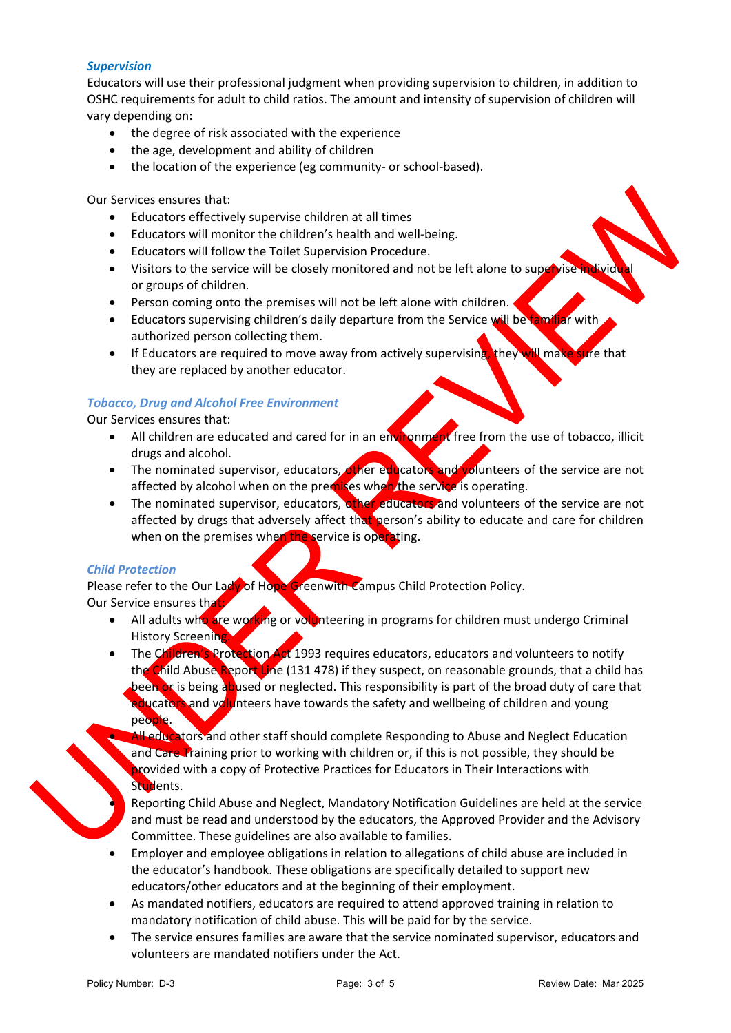### *Supervision*

Educators will use their professional judgment when providing supervision to children, in addition to OSHC requirements for adult to child ratios. The amount and intensity of supervision of children will vary depending on:

- the degree of risk associated with the experience
- the age, development and ability of children
- the location of the experience (eg community- or school-based).

Our Services ensures that:

- Educators effectively supervise children at all times
- Educators will monitor the children's health and well-being.
- Educators will follow the Toilet Supervision Procedure.
- Visitors to the service will be closely monitored and not be left alone to supervise individual or groups of children.
- Person coming onto the premises will not be left alone with children.
- Educators supervising children's daily departure from the Service will be familiar with authorized person collecting them.
- If Educators are required to move away from actively supervising, they will make sure that they are replaced by another educator.

### *Tobacco, Drug and Alcohol Free Environment*

Our Services ensures that:

- All children are educated and cared for in an environment free from the use of tobacco, illicit drugs and alcohol.
- The nominated supervisor, educators, other educators and volunteers of the service are not affected by alcohol when on the premises when the service is operating.
- The nominated supervisor, educators, other educators and volunteers of the service are not affected by drugs that adversely affect that person's ability to educate and care for children when on the premises when the service is operating.

### *Child Protection*

Please refer to the Our Lady of Hope Greenwith Campus Child Protection Policy.
Our Service ensures that:

- All adults who are working or volunteering in programs for children must undergo Criminal History Screening.
- The Children's Protection Act 1993 requires educators, educators and volunteers to notify the Child Abuse Report Line (131 478) if they suspect, on reasonable grounds, that a child has been or is being abused or neglected. This responsibility is part of the broad duty of care that educators and volunteers have towards the safety and wellbeing of children and young people.
- All educators and other staff should complete Responding to Abuse and Neglect Education and Care Training prior to working with children or, if this is not possible, they should be provided with a copy of Protective Practices for Educators in Their Interactions with Students.
- Reporting Child Abuse and Neglect, Mandatory Notification Guidelines are held at the service and must be read and understood by the educators, the Approved Provider and the Advisory Committee. These guidelines are also available to families.
- Employer and employee obligations in relation to allegations of child abuse are included in the educator's handbook. These obligations are specifically detailed to support new educators/other educators and at the beginning of their employment.
- As mandated notifiers, educators are required to attend approved training in relation to mandatory notification of child abuse. This will be paid for by the service.
- The service ensures families are aware that the service nominated supervisor, educators and volunteers are mandated notifiers under the Act.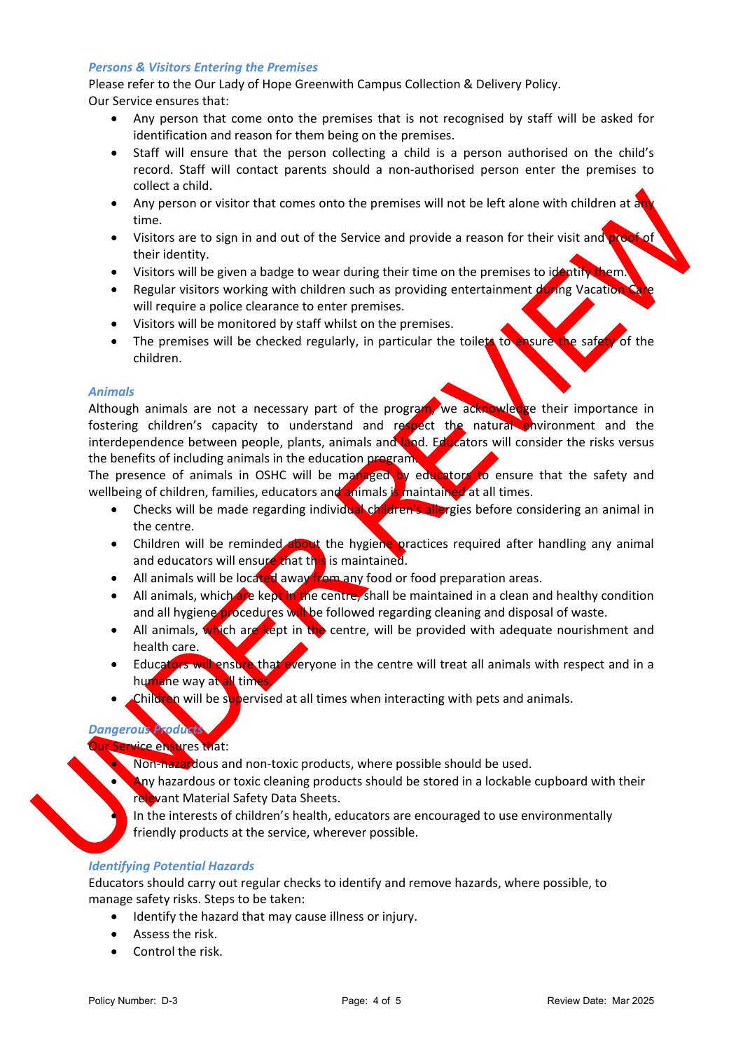### *Persons & Visitors Entering the Premises*

Please refer to the Our Lady of Hope Greenwith Campus Collection & Delivery Policy.

Our Service ensures that:

- Any person that come onto the premises that is not recognised by staff will be asked for identification and reason for them being on the premises.
- Staff will ensure that the person collecting a child is a person authorised on the child's record. Staff will contact parents should a non-authorised person enter the premises to collect a child.
- Any person or visitor that comes onto the premises will not be left alone with children at any time.
- Visitors are to sign in and out of the Service and provide a reason for their visit and proof of their identity.
- Visitors will be given a badge to wear during their time on the premises to identify them.
- Regular visitors working with children such as providing entertainment during Vacation Care will require a police clearance to enter premises.
- Visitors will be monitored by staff whilst on the premises.
- The premises will be checked regularly, in particular the toilets to ensure the safety of the children.

### *Animals*

Although animals are not a necessary part of the program, we acknowledge their importance in fostering children's capacity to understand and respect the natural environment and the interdependence between people, plants, animals and land. Educators will consider the risks versus the benefits of including animals in the education program.

The presence of animals in OSHC will be managed by educators to ensure that the safety and wellbeing of children, families, educators and animals is maintained at all times.

- Checks will be made regarding individual children's allergies before considering an animal in the centre.
- Children will be reminded about the hygiene practices required after handling any animal and educators will ensure that this is maintained.
- All animals will be located away from any food or food preparation areas.
- All animals, which are kept in the centre, shall be maintained in a clean and healthy condition and all hygiene procedures will be followed regarding cleaning and disposal of waste.
- All animals, which are kept in the centre, will be provided with adequate nourishment and health care.
- Educators will ensure that everyone in the centre will treat all animals with respect and in a humane way at all times.
- Children will be supervised at all times when interacting with pets and animals.

### *Dangerous Products*

Our Service ensures that:

- Non-hazardous and non-toxic products, where possible should be used.
- Any hazardous or toxic cleaning products should be stored in a lockable cupboard with their relevant Material Safety Data Sheets.
- In the interests of children's health, educators are encouraged to use environmentally friendly products at the service, wherever possible.

### *Identifying Potential Hazards*

Educators should carry out regular checks to identify and remove hazards, where possible, to manage safety risks. Steps to be taken:

- Identify the hazard that may cause illness or injury.
- Assess the risk.
- Control the risk.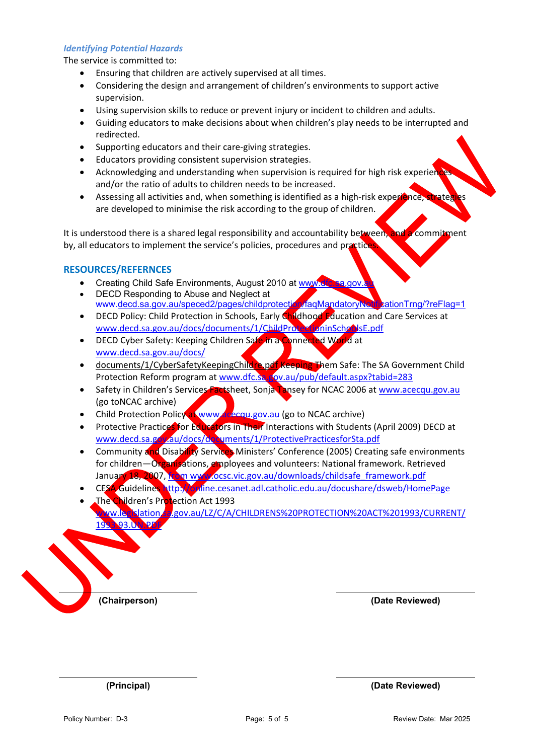*Identifying Potential Hazards*

The service is committed to:

- Ensuring that children are actively supervised at all times.
- Considering the design and arrangement of children's environments to support active supervision.
- Using supervision skills to reduce or prevent injury or incident to children and adults.
- Guiding educators to make decisions about when children's play needs to be interrupted and redirected.
- Supporting educators and their care-giving strategies.
- Educators providing consistent supervision strategies.
- Acknowledging and understanding when supervision is required for high risk experiences and/or the ratio of adults to children needs to be increased.
- Assessing all activities and, when something is identified as a high-risk experience, strategies are developed to minimise the risk according to the group of children.

It is understood there is a shared legal responsibility and accountability between, and a commitment by, all educators to implement the service's policies, procedures and practices.

## RESOURCES/REFERNCES

- Creating Child Safe Environments, August 2010 at www.dfc.sa.gov.au
- DECD Responding to Abuse and Neglect at www.decd.sa.gov.au/speced2/pages/childprotection/faqMandatoryNotificationTrng/?reFlag=1
- DECD Policy: Child Protection in Schools, Early Childhood Education and Care Services at www.decd.sa.gov.au/docs/documents/1/ChildProtectioninSchoolsE.pdf
- DECD Cyber Safety: Keeping Children Safe in a Connected World at www.decd.sa.gov.au/docs/
- documents/1/CyberSafetyKeepingChildre.pdf Keeping Them Safe: The SA Government Child Protection Reform program at www.dfc.sa.gov.au/pub/default.aspx?tabid=283
- Safety in Children's Services Factsheet, Sonja Tansey for NCAC 2006 at www.acecqu.gov.au (go toNCAC archive)
- Child Protection Policy at www.acecqu.gov.au (go to NCAC archive)
- Protective Practices for Educators in Their Interactions with Students (April 2009) DECD at www.decd.sa.gov.au/docs/documents/1/ProtectivePracticesforSta.pdf
- Community and Disability Services Ministers' Conference (2005) Creating safe environments for children—Organisations, employees and volunteers: National framework. Retrieved January 18, 2007, from www.ocsc.vic.gov.au/downloads/childsafe_framework.pdf
- CESA Guidelines http://online.cesanet.adl.catholic.edu.au/docushare/dsweb/HomePage
- The Children's Protection Act 1993 www.legislation.sa.gov.au/LZ/C/A/CHILDRENS%20PROTECTION%20ACT%201993/CURRENT/1993.93.UN.PDF

UNDER REVIEW

| | |
|---|---|
| **(Chairperson)** | **(Date Reviewed)** |
| **(Principal)** | **(Date Reviewed)** |

Policy Number: D-3 Review Date: Mar 2025